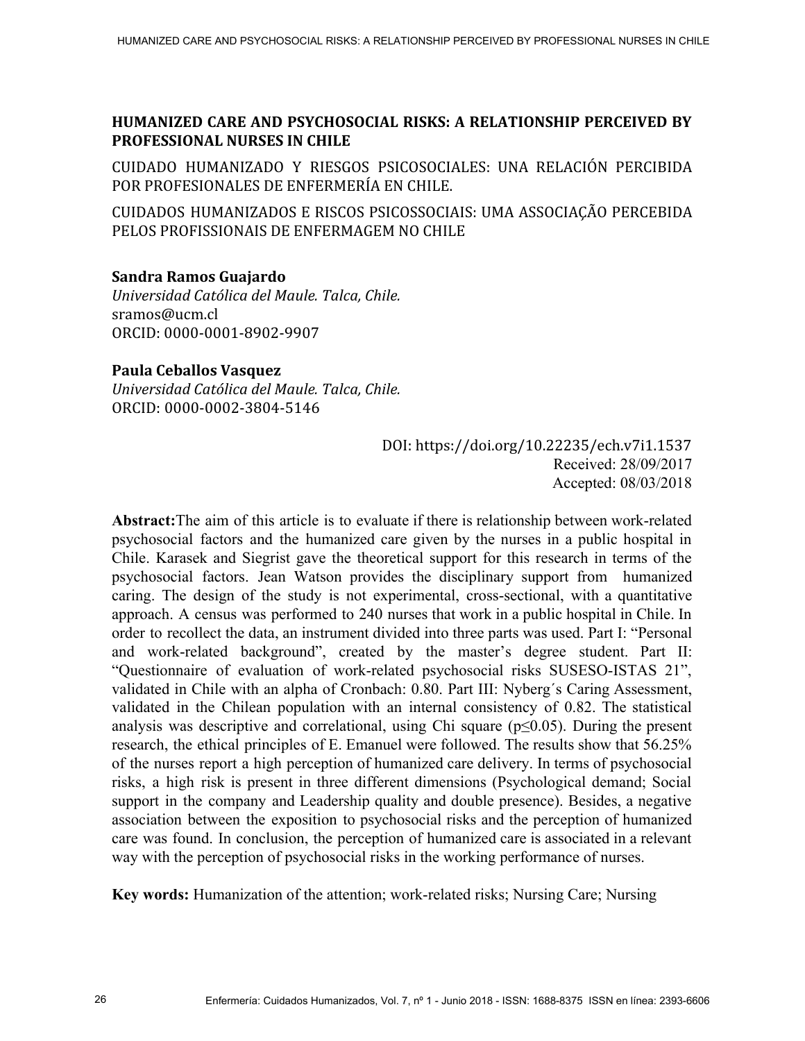# HUMANIZED CARE AND PSYCHOSOCIAL RISKS: A RELATIONSHIP PERCEIVED BY PROFESSIONAL NURSES IN CHILE

CUIDADO HUMANIZADO Y RIESGOS PSICOSOCIALES: UNA RELACIÓN PERCIBIDA POR PROFESIONALES DE ENFERMERÍA EN CHILE.

CUIDADOS HUMANIZADOS E RISCOS PSICOSSOCIAIS: UMA ASSOCIAÇÃO PERCEBIDA PELOS PROFISSIONAIS DE ENFERMAGEM NO CHILE

**Sandra Ramos Guajardo**
*Universidad Católica del Maule. Talca, Chile.*
sramos@ucm.cl
ORCID: 0000-0001-8902-9907

**Paula Ceballos Vasquez**
*Universidad Católica del Maule. Talca, Chile.*
ORCID: 0000-0002-3804-5146

DOI: https://doi.org/10.22235/ech.v7i1.1537
Received: 28/09/2017
Accepted: 08/03/2018

**Abstract:** The aim of this article is to evaluate if there is relationship between work-related psychosocial factors and the humanized care given by the nurses in a public hospital in Chile. Karasek and Siegrist gave the theoretical support for this research in terms of the psychosocial factors. Jean Watson provides the disciplinary support from humanized caring. The design of the study is not experimental, cross-sectional, with a quantitative approach. A census was performed to 240 nurses that work in a public hospital in Chile. In order to recollect the data, an instrument divided into three parts was used. Part I: "Personal and work-related background", created by the master's degree student. Part II: "Questionnaire of evaluation of work-related psychosocial risks SUSESO-ISTAS 21", validated in Chile with an alpha of Cronbach: 0.80. Part III: Nyberg´s Caring Assessment, validated in the Chilean population with an internal consistency of 0.82. The statistical analysis was descriptive and correlational, using Chi square ($p \leq 0.05$). During the present research, the ethical principles of E. Emanuel were followed. The results show that 56.25% of the nurses report a high perception of humanized care delivery. In terms of psychosocial risks, a high risk is present in three different dimensions (Psychological demand; Social support in the company and Leadership quality and double presence). Besides, a negative association between the exposition to psychosocial risks and the perception of humanized care was found. In conclusion, the perception of humanized care is associated in a relevant way with the perception of psychosocial risks in the working performance of nurses.

**Key words:** Humanization of the attention; work-related risks; Nursing Care; Nursing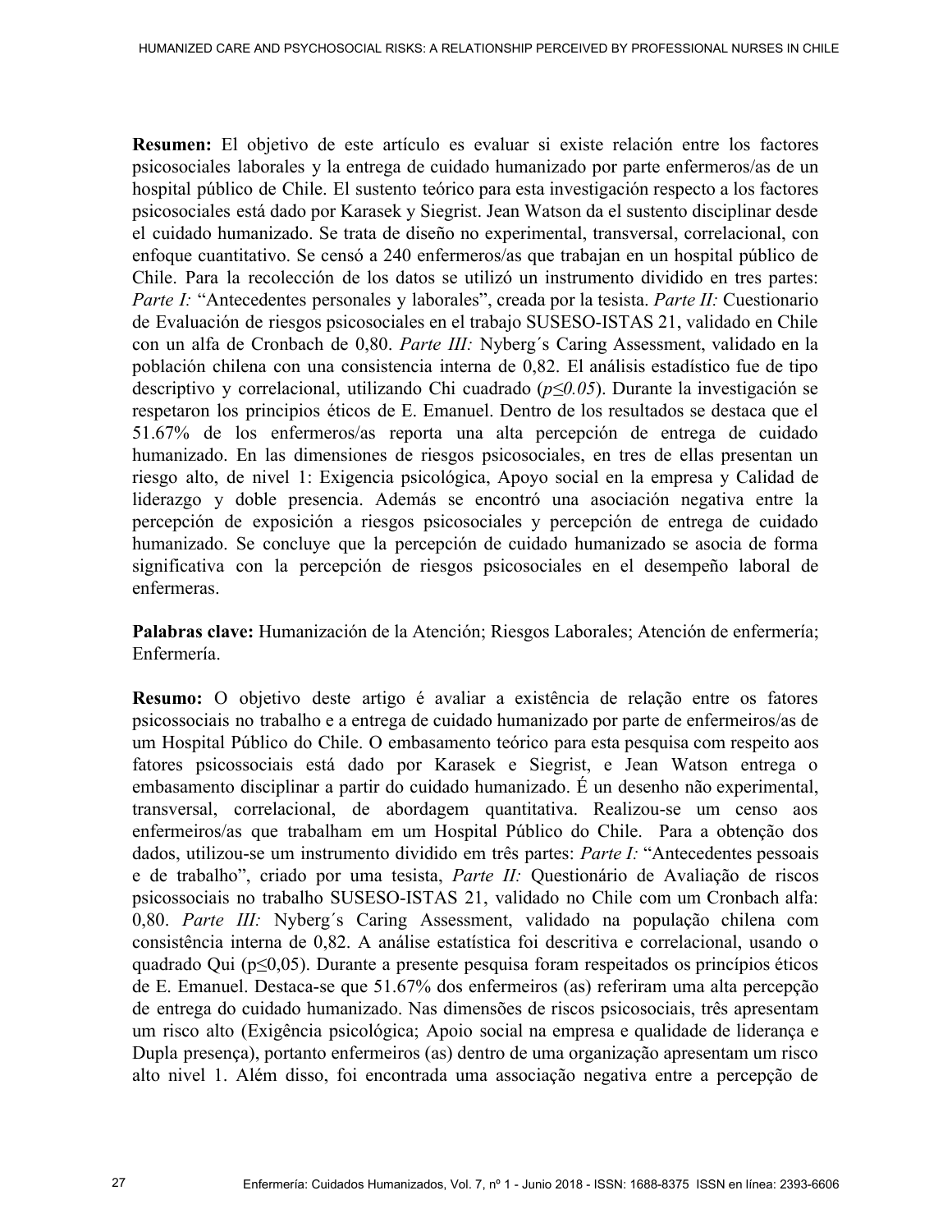**Resumen:** El objetivo de este artículo es evaluar si existe relación entre los factores psicosociales laborales y la entrega de cuidado humanizado por parte enfermeros/as de un hospital público de Chile. El sustento teórico para esta investigación respecto a los factores psicosociales está dado por Karasek y Siegrist. Jean Watson da el sustento disciplinar desde el cuidado humanizado. Se trata de diseño no experimental, transversal, correlacional, con enfoque cuantitativo. Se censó a 240 enfermeros/as que trabajan en un hospital público de Chile. Para la recolección de los datos se utilizó un instrumento dividido en tres partes: *Parte I:* "Antecedentes personales y laborales", creada por la tesista. *Parte II:* Cuestionario de Evaluación de riesgos psicosociales en el trabajo SUSESO-ISTAS 21, validado en Chile con un alfa de Cronbach de 0,80. *Parte III:* Nyberg´s Caring Assessment, validado en la población chilena con una consistencia interna de 0,82. El análisis estadístico fue de tipo descriptivo y correlacional, utilizando Chi cuadrado ($p \leq 0.05$). Durante la investigación se respetaron los principios éticos de E. Emanuel. Dentro de los resultados se destaca que el 51.67% de los enfermeros/as reporta una alta percepción de entrega de cuidado humanizado. En las dimensiones de riesgos psicosociales, en tres de ellas presentan un riesgo alto, de nivel 1: Exigencia psicológica, Apoyo social en la empresa y Calidad de liderazgo y doble presencia. Además se encontró una asociación negativa entre la percepción de exposición a riesgos psicosociales y percepción de entrega de cuidado humanizado. Se concluye que la percepción de cuidado humanizado se asocia de forma significativa con la percepción de riesgos psicosociales en el desempeño laboral de enfermeras.

**Palabras clave:** Humanización de la Atención; Riesgos Laborales; Atención de enfermería; Enfermería.

**Resumo:** O objetivo deste artigo é avaliar a existência de relação entre os fatores psicossociais no trabalho e a entrega de cuidado humanizado por parte de enfermeiros/as de um Hospital Público do Chile. O embasamento teórico para esta pesquisa com respeito aos fatores psicossociais está dado por Karasek e Siegrist, e Jean Watson entrega o embasamento disciplinar a partir do cuidado humanizado. É um desenho não experimental, transversal, correlacional, de abordagem quantitativa. Realizou-se um censo aos enfermeiros/as que trabalham em um Hospital Público do Chile. Para a obtenção dos dados, utilizou-se um instrumento dividido em três partes: *Parte I:* "Antecedentes pessoais e de trabalho", criado por uma tesista, *Parte II:* Questionário de Avaliação de riscos psicossociais no trabalho SUSESO-ISTAS 21, validado no Chile com um Cronbach alfa: 0,80. *Parte III:* Nyberg´s Caring Assessment, validado na população chilena com consistência interna de 0,82. A análise estatística foi descritiva e correlacional, usando o quadrado Qui ($p \leq 0,05$). Durante a presente pesquisa foram respeitados os princípios éticos de E. Emanuel. Destaca-se que 51.67% dos enfermeiros (as) referiram uma alta percepção de entrega do cuidado humanizado. Nas dimensões de riscos psicosociais, três apresentam um risco alto (Exigência psicológica; Apoio social na empresa e qualidade de liderança e Dupla presença), portanto enfermeiros (as) dentro de uma organização apresentam um risco alto nivel 1. Além disso, foi encontrada uma associação negativa entre a percepção de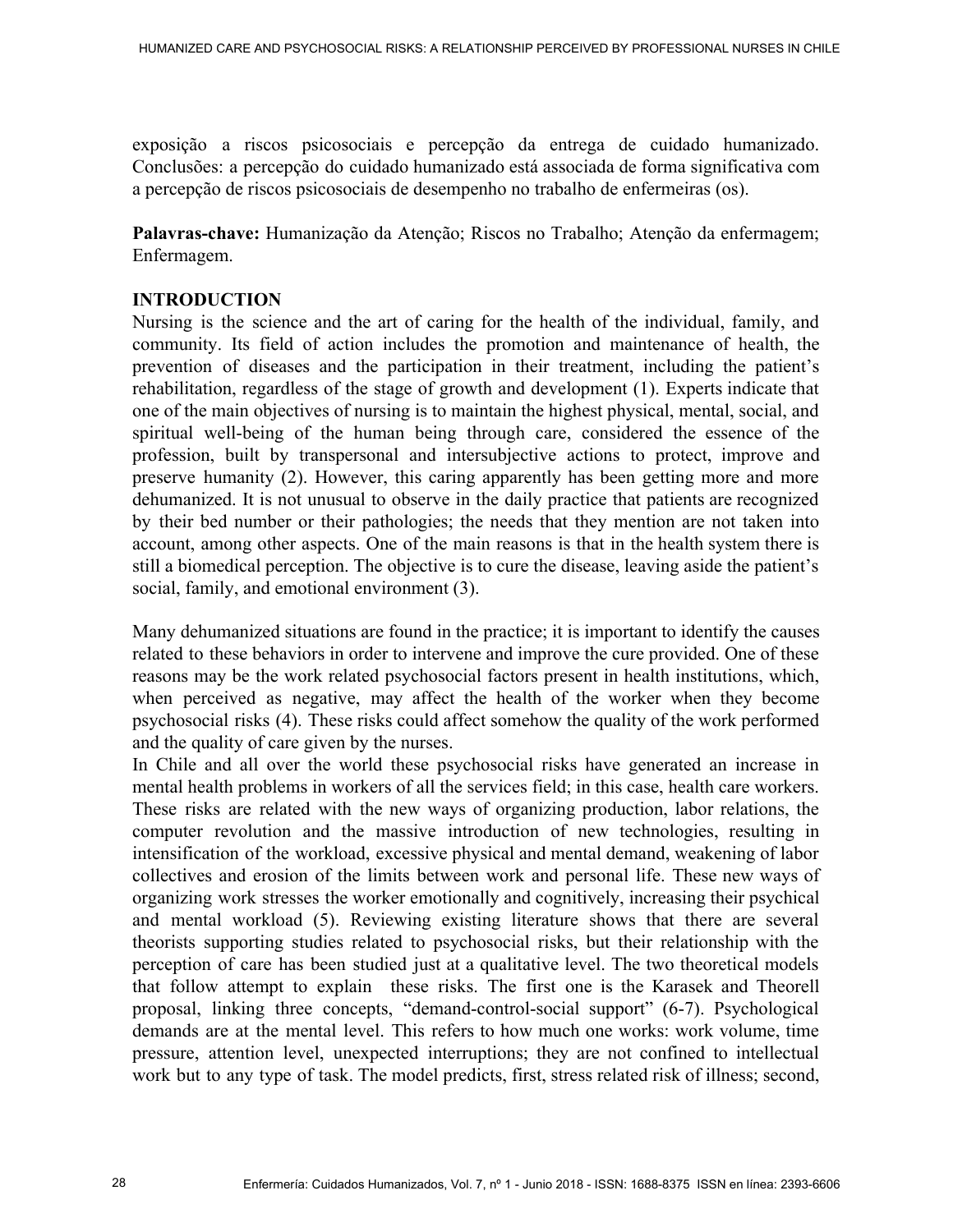exposição a riscos psicosociais e percepção da entrega de cuidado humanizado. Conclusões: a percepção do cuidado humanizado está associada de forma significativa com a percepção de riscos psicosociais de desempenho no trabalho de enfermeiras (os).

**Palavras-chave:** Humanização da Atenção; Riscos no Trabalho; Atenção da enfermagem; Enfermagem.

## INTRODUCTION

Nursing is the science and the art of caring for the health of the individual, family, and community. Its field of action includes the promotion and maintenance of health, the prevention of diseases and the participation in their treatment, including the patient's rehabilitation, regardless of the stage of growth and development (1). Experts indicate that one of the main objectives of nursing is to maintain the highest physical, mental, social, and spiritual well-being of the human being through care, considered the essence of the profession, built by transpersonal and intersubjective actions to protect, improve and preserve humanity (2). However, this caring apparently has been getting more and more dehumanized. It is not unusual to observe in the daily practice that patients are recognized by their bed number or their pathologies; the needs that they mention are not taken into account, among other aspects. One of the main reasons is that in the health system there is still a biomedical perception. The objective is to cure the disease, leaving aside the patient's social, family, and emotional environment (3).

Many dehumanized situations are found in the practice; it is important to identify the causes related to these behaviors in order to intervene and improve the cure provided. One of these reasons may be the work related psychosocial factors present in health institutions, which, when perceived as negative, may affect the health of the worker when they become psychosocial risks (4). These risks could affect somehow the quality of the work performed and the quality of care given by the nurses.

In Chile and all over the world these psychosocial risks have generated an increase in mental health problems in workers of all the services field; in this case, health care workers. These risks are related with the new ways of organizing production, labor relations, the computer revolution and the massive introduction of new technologies, resulting in intensification of the workload, excessive physical and mental demand, weakening of labor collectives and erosion of the limits between work and personal life. These new ways of organizing work stresses the worker emotionally and cognitively, increasing their psychical and mental workload (5). Reviewing existing literature shows that there are several theorists supporting studies related to psychosocial risks, but their relationship with the perception of care has been studied just at a qualitative level. The two theoretical models that follow attempt to explain these risks. The first one is the Karasek and Theorell proposal, linking three concepts, "demand-control-social support" (6-7). Psychological demands are at the mental level. This refers to how much one works: work volume, time pressure, attention level, unexpected interruptions; they are not confined to intellectual work but to any type of task. The model predicts, first, stress related risk of illness; second,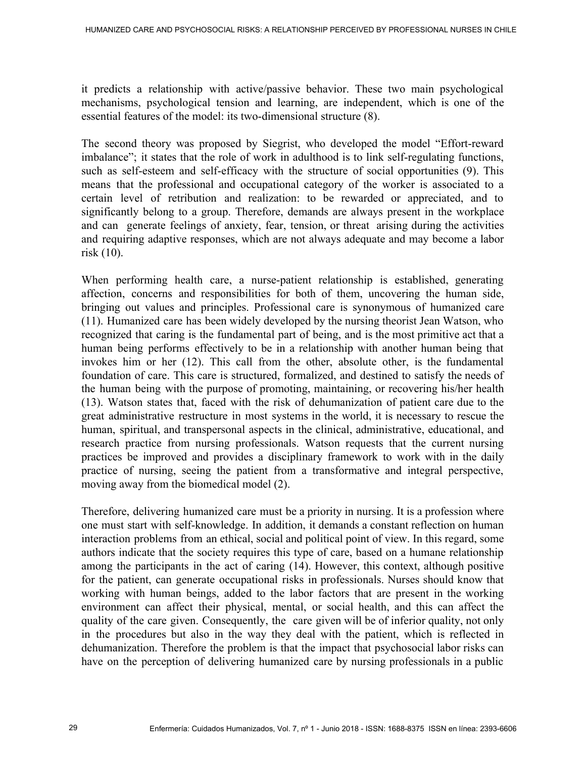it predicts a relationship with active/passive behavior. These two main psychological mechanisms, psychological tension and learning, are independent, which is one of the essential features of the model: its two-dimensional structure (8).

The second theory was proposed by Siegrist, who developed the model "Effort-reward imbalance"; it states that the role of work in adulthood is to link self-regulating functions, such as self-esteem and self-efficacy with the structure of social opportunities (9). This means that the professional and occupational category of the worker is associated to a certain level of retribution and realization: to be rewarded or appreciated, and to significantly belong to a group. Therefore, demands are always present in the workplace and can generate feelings of anxiety, fear, tension, or threat arising during the activities and requiring adaptive responses, which are not always adequate and may become a labor risk (10).

When performing health care, a nurse-patient relationship is established, generating affection, concerns and responsibilities for both of them, uncovering the human side, bringing out values and principles. Professional care is synonymous of humanized care (11). Humanized care has been widely developed by the nursing theorist Jean Watson, who recognized that caring is the fundamental part of being, and is the most primitive act that a human being performs effectively to be in a relationship with another human being that invokes him or her (12). This call from the other, absolute other, is the fundamental foundation of care. This care is structured, formalized, and destined to satisfy the needs of the human being with the purpose of promoting, maintaining, or recovering his/her health (13). Watson states that, faced with the risk of dehumanization of patient care due to the great administrative restructure in most systems in the world, it is necessary to rescue the human, spiritual, and transpersonal aspects in the clinical, administrative, educational, and research practice from nursing professionals. Watson requests that the current nursing practices be improved and provides a disciplinary framework to work with in the daily practice of nursing, seeing the patient from a transformative and integral perspective, moving away from the biomedical model (2).

Therefore, delivering humanized care must be a priority in nursing. It is a profession where one must start with self-knowledge. In addition, it demands a constant reflection on human interaction problems from an ethical, social and political point of view. In this regard, some authors indicate that the society requires this type of care, based on a humane relationship among the participants in the act of caring (14). However, this context, although positive for the patient, can generate occupational risks in professionals. Nurses should know that working with human beings, added to the labor factors that are present in the working environment can affect their physical, mental, or social health, and this can affect the quality of the care given. Consequently, the care given will be of inferior quality, not only in the procedures but also in the way they deal with the patient, which is reflected in dehumanization. Therefore the problem is that the impact that psychosocial labor risks can have on the perception of delivering humanized care by nursing professionals in a public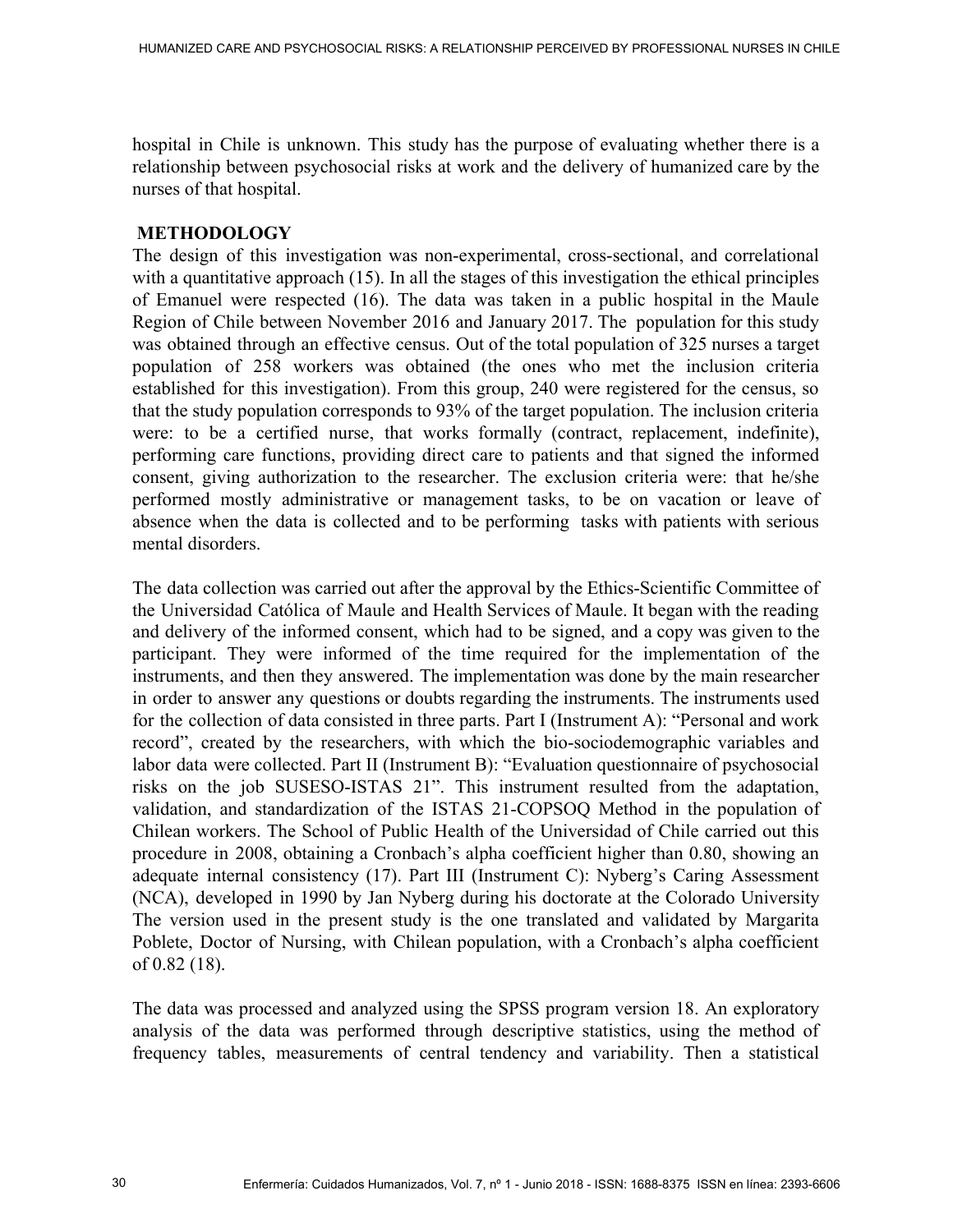hospital in Chile is unknown. This study has the purpose of evaluating whether there is a relationship between psychosocial risks at work and the delivery of humanized care by the nurses of that hospital.

## METHODOLOGY

The design of this investigation was non-experimental, cross-sectional, and correlational with a quantitative approach (15). In all the stages of this investigation the ethical principles of Emanuel were respected (16). The data was taken in a public hospital in the Maule Region of Chile between November 2016 and January 2017. The population for this study was obtained through an effective census. Out of the total population of 325 nurses a target population of 258 workers was obtained (the ones who met the inclusion criteria established for this investigation). From this group, 240 were registered for the census, so that the study population corresponds to 93% of the target population. The inclusion criteria were: to be a certified nurse, that works formally (contract, replacement, indefinite), performing care functions, providing direct care to patients and that signed the informed consent, giving authorization to the researcher. The exclusion criteria were: that he/she performed mostly administrative or management tasks, to be on vacation or leave of absence when the data is collected and to be performing tasks with patients with serious mental disorders.

The data collection was carried out after the approval by the Ethics-Scientific Committee of the Universidad Católica of Maule and Health Services of Maule. It began with the reading and delivery of the informed consent, which had to be signed, and a copy was given to the participant. They were informed of the time required for the implementation of the instruments, and then they answered. The implementation was done by the main researcher in order to answer any questions or doubts regarding the instruments. The instruments used for the collection of data consisted in three parts. Part I (Instrument A): "Personal and work record", created by the researchers, with which the bio-sociodemographic variables and labor data were collected. Part II (Instrument B): "Evaluation questionnaire of psychosocial risks on the job SUSESO-ISTAS 21". This instrument resulted from the adaptation, validation, and standardization of the ISTAS 21-COPSOQ Method in the population of Chilean workers. The School of Public Health of the Universidad of Chile carried out this procedure in 2008, obtaining a Cronbach's alpha coefficient higher than 0.80, showing an adequate internal consistency (17). Part III (Instrument C): Nyberg's Caring Assessment (NCA), developed in 1990 by Jan Nyberg during his doctorate at the Colorado University The version used in the present study is the one translated and validated by Margarita Poblete, Doctor of Nursing, with Chilean population, with a Cronbach's alpha coefficient of 0.82 (18).

The data was processed and analyzed using the SPSS program version 18. An exploratory analysis of the data was performed through descriptive statistics, using the method of frequency tables, measurements of central tendency and variability. Then a statistical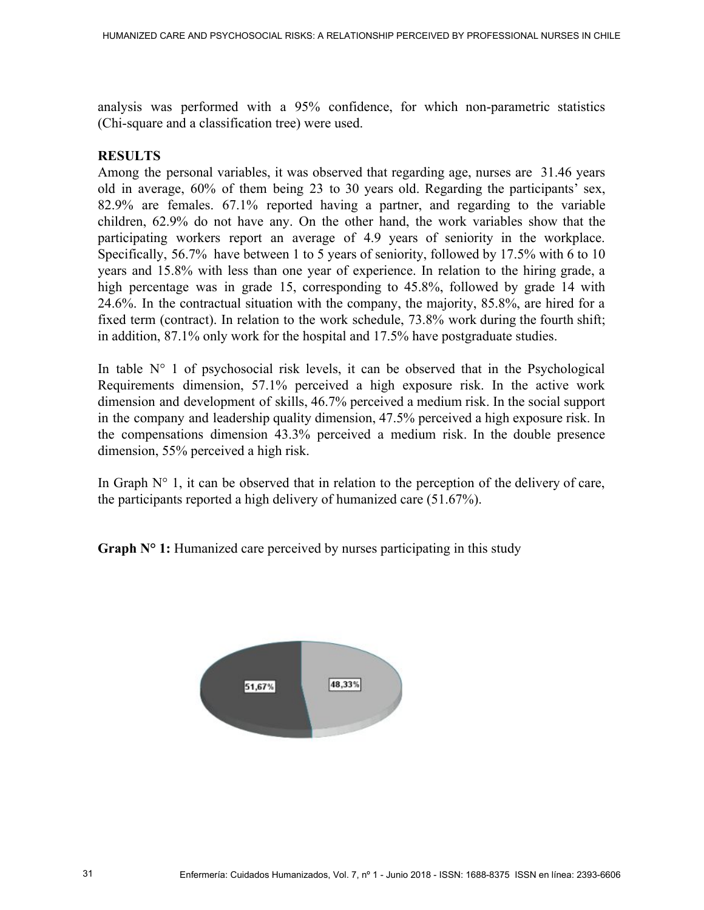analysis was performed with a 95% confidence, for which non-parametric statistics (Chi-square and a classification tree) were used.

## RESULTS

Among the personal variables, it was observed that regarding age, nurses are 31.46 years old in average, 60% of them being 23 to 30 years old. Regarding the participants' sex, 82.9% are females. 67.1% reported having a partner, and regarding to the variable children, 62.9% do not have any. On the other hand, the work variables show that the participating workers report an average of 4.9 years of seniority in the workplace. Specifically, 56.7% have between 1 to 5 years of seniority, followed by 17.5% with 6 to 10 years and 15.8% with less than one year of experience. In relation to the hiring grade, a high percentage was in grade 15, corresponding to 45.8%, followed by grade 14 with 24.6%. In the contractual situation with the company, the majority, 85.8%, are hired for a fixed term (contract). In relation to the work schedule, 73.8% work during the fourth shift; in addition, 87.1% only work for the hospital and 17.5% have postgraduate studies.

In table N° 1 of psychosocial risk levels, it can be observed that in the Psychological Requirements dimension, 57.1% perceived a high exposure risk. In the active work dimension and development of skills, 46.7% perceived a medium risk. In the social support in the company and leadership quality dimension, 47.5% perceived a high exposure risk. In the compensations dimension 43.3% perceived a medium risk. In the double presence dimension, 55% perceived a high risk.

In Graph N° 1, it can be observed that in relation to the perception of the delivery of care, the participants reported a high delivery of humanized care (51.67%).

**Graph N° 1:** Humanized care perceived by nurses participating in this study

51,67%

48,33%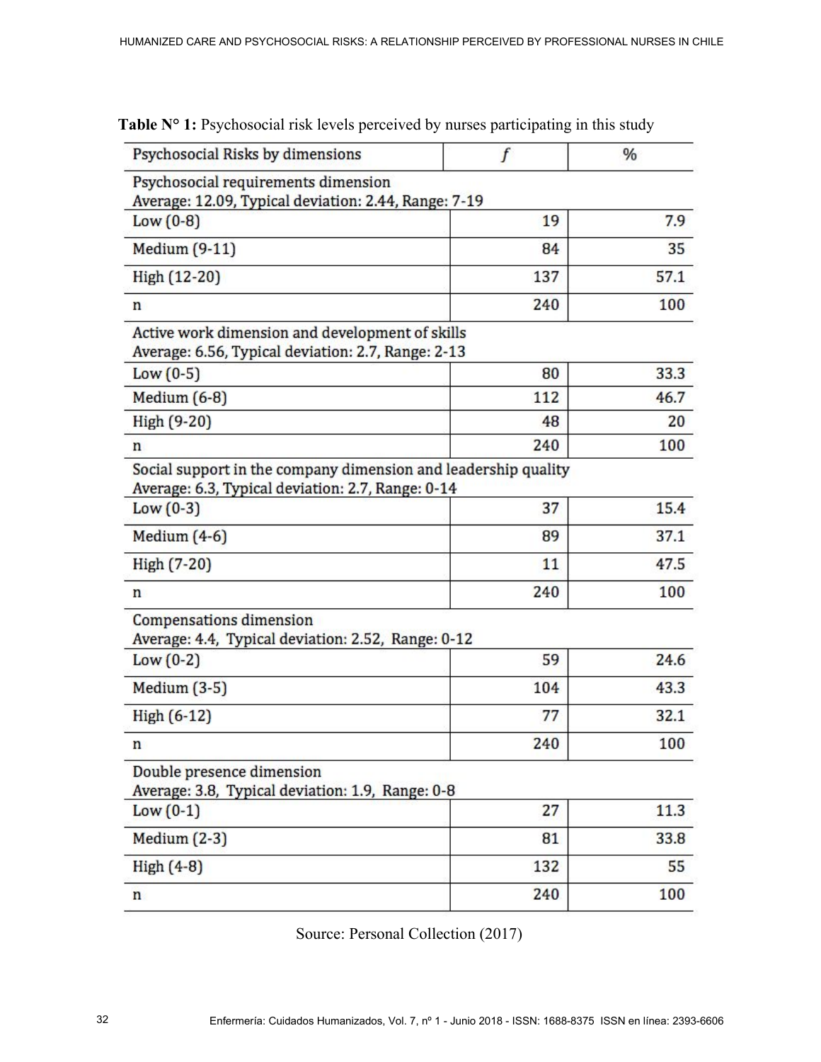**Table N° 1:** Psychosocial risk levels perceived by nurses participating in this study

| Psychosocial Risks by dimensions | *f* | % |
|---|---|---|
| Psychosocial requirements dimension<br>Average: 12.09, Typical deviation: 2.44, Range: 7-19 | | |
| Low (0-8) | 19 | 7.9 |
| Medium (9-11) | 84 | 35 |
| High (12-20) | 137 | 57.1 |
| n | 240 | 100 |
| Active work dimension and development of skills<br>Average: 6.56, Typical deviation: 2.7, Range: 2-13 | | |
| Low (0-5) | 80 | 33.3 |
| Medium (6-8) | 112 | 46.7 |
| High (9-20) | 48 | 20 |
| n | 240 | 100 |
| Social support in the company dimension and leadership quality<br>Average: 6.3, Typical deviation: 2.7, Range: 0-14 | | |
| Low (0-3) | 37 | 15.4 |
| Medium (4-6) | 89 | 37.1 |
| High (7-20) | 11 | 47.5 |
| n | 240 | 100 |
| Compensations dimension<br>Average: 4.4, Typical deviation: 2.52, Range: 0-12 | | |
| Low (0-2) | 59 | 24.6 |
| Medium (3-5) | 104 | 43.3 |
| High (6-12) | 77 | 32.1 |
| n | 240 | 100 |
| Double presence dimension<br>Average: 3.8, Typical deviation: 1.9, Range: 0-8 | | |
| Low (0-1) | 27 | 11.3 |
| Medium (2-3) | 81 | 33.8 |
| High (4-8) | 132 | 55 |
| n | 240 | 100 |

Source: Personal Collection (2017)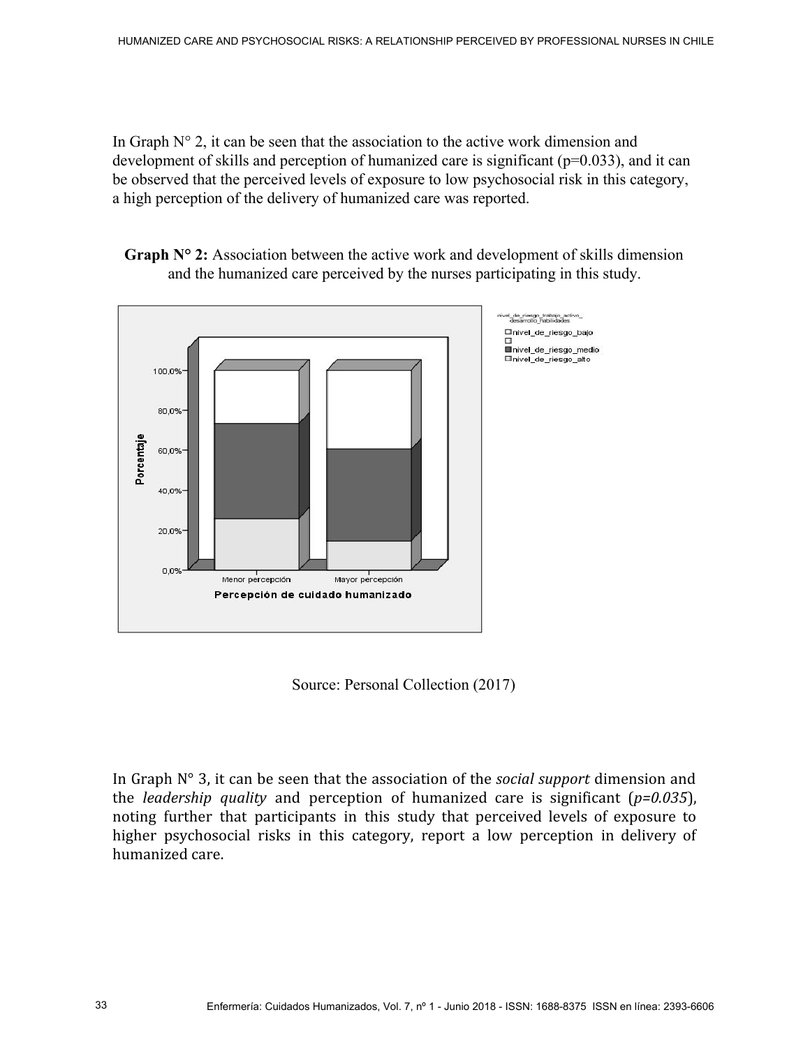In Graph N° 2, it can be seen that the association to the active work dimension and development of skills and perception of humanized care is significant (p=0.033), and it can be observed that the perceived levels of exposure to low psychosocial risk in this category, a high perception of the delivery of humanized care was reported.

**Graph N° 2:** Association between the active work and development of skills dimension and the humanized care perceived by the nurses participating in this study.

Source: Personal Collection (2017)

In Graph N° 3, it can be seen that the association of the *social support* dimension and the *leadership quality* and perception of humanized care is significant (*p=0.035*), noting further that participants in this study that perceived levels of exposure to higher psychosocial risks in this category, report a low perception in delivery of humanized care.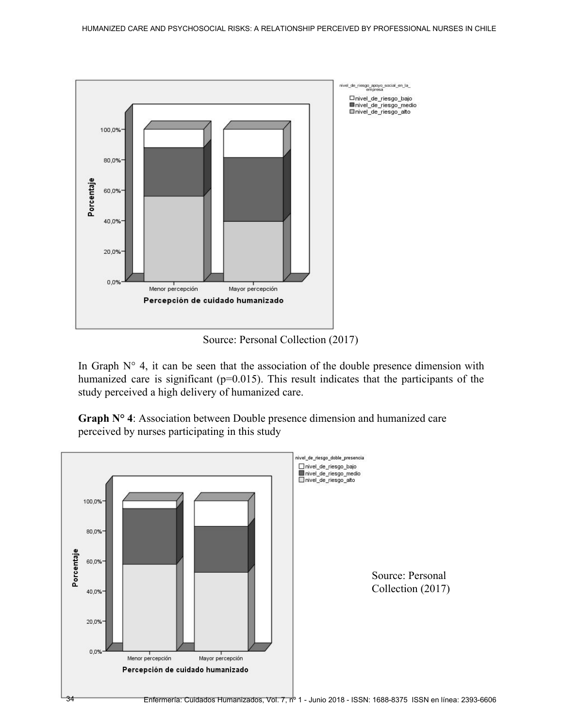Source: Personal Collection (2017)

In Graph N° 4, it can be seen that the association of the double presence dimension with humanized care is significant (p=0.015). This result indicates that the participants of the study perceived a high delivery of humanized care.

**Graph N° 4**: Association between Double presence dimension and humanized care perceived by nurses participating in this study

Source: Personal Collection (2017)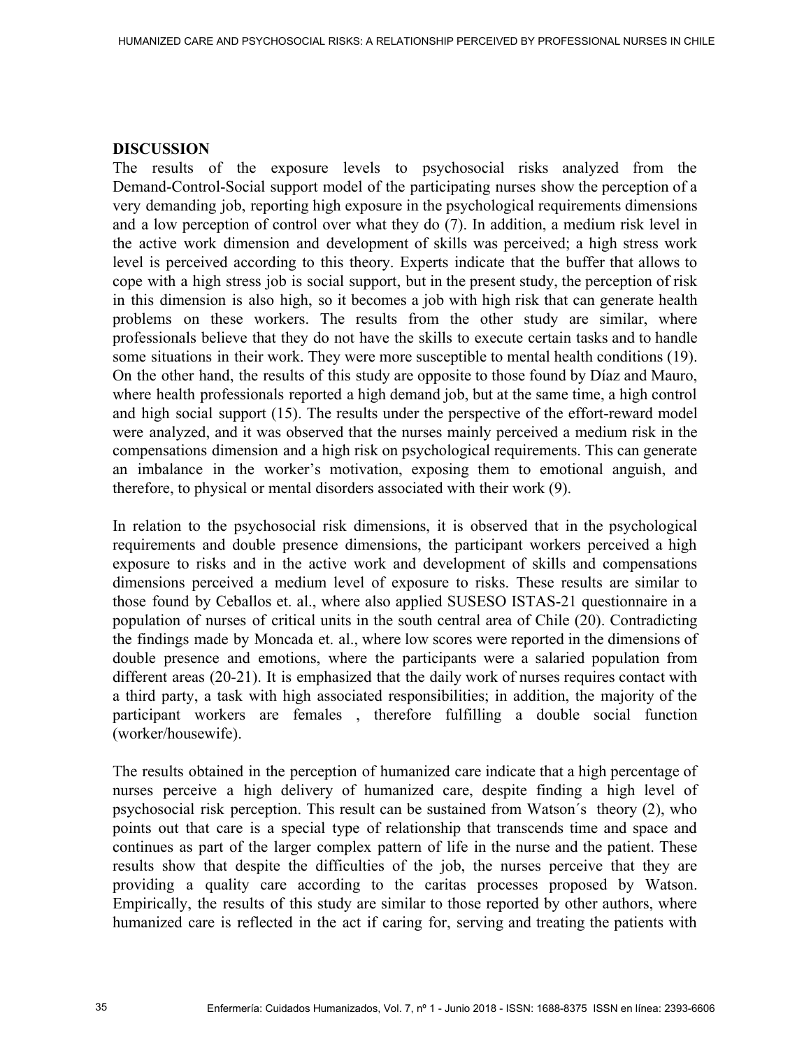## DISCUSSION

The results of the exposure levels to psychosocial risks analyzed from the Demand-Control-Social support model of the participating nurses show the perception of a very demanding job, reporting high exposure in the psychological requirements dimensions and a low perception of control over what they do (7). In addition, a medium risk level in the active work dimension and development of skills was perceived; a high stress work level is perceived according to this theory. Experts indicate that the buffer that allows to cope with a high stress job is social support, but in the present study, the perception of risk in this dimension is also high, so it becomes a job with high risk that can generate health problems on these workers. The results from the other study are similar, where professionals believe that they do not have the skills to execute certain tasks and to handle some situations in their work. They were more susceptible to mental health conditions (19). On the other hand, the results of this study are opposite to those found by Díaz and Mauro, where health professionals reported a high demand job, but at the same time, a high control and high social support (15). The results under the perspective of the effort-reward model were analyzed, and it was observed that the nurses mainly perceived a medium risk in the compensations dimension and a high risk on psychological requirements. This can generate an imbalance in the worker's motivation, exposing them to emotional anguish, and therefore, to physical or mental disorders associated with their work (9).

In relation to the psychosocial risk dimensions, it is observed that in the psychological requirements and double presence dimensions, the participant workers perceived a high exposure to risks and in the active work and development of skills and compensations dimensions perceived a medium level of exposure to risks. These results are similar to those found by Ceballos et. al., where also applied SUSESO ISTAS-21 questionnaire in a population of nurses of critical units in the south central area of Chile (20). Contradicting the findings made by Moncada et. al., where low scores were reported in the dimensions of double presence and emotions, where the participants were a salaried population from different areas (20-21). It is emphasized that the daily work of nurses requires contact with a third party, a task with high associated responsibilities; in addition, the majority of the participant workers are females , therefore fulfilling a double social function (worker/housewife).

The results obtained in the perception of humanized care indicate that a high percentage of nurses perceive a high delivery of humanized care, despite finding a high level of psychosocial risk perception. This result can be sustained from Watson´s theory (2), who points out that care is a special type of relationship that transcends time and space and continues as part of the larger complex pattern of life in the nurse and the patient. These results show that despite the difficulties of the job, the nurses perceive that they are providing a quality care according to the caritas processes proposed by Watson. Empirically, the results of this study are similar to those reported by other authors, where humanized care is reflected in the act if caring for, serving and treating the patients with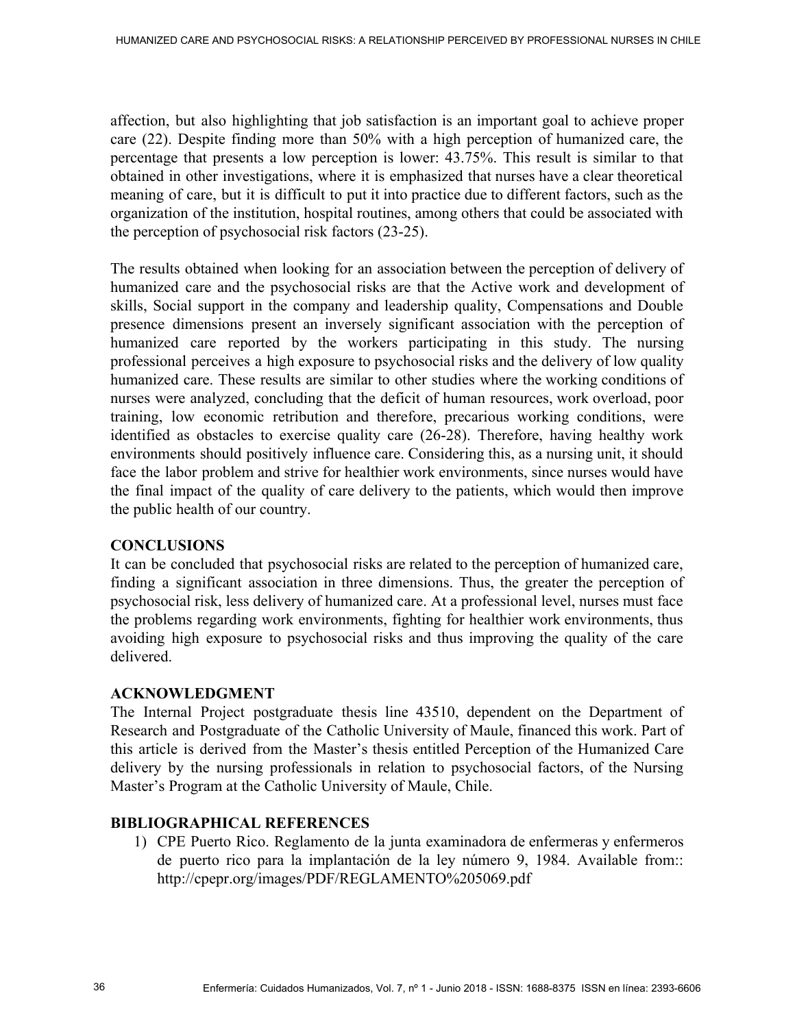affection, but also highlighting that job satisfaction is an important goal to achieve proper care (22). Despite finding more than 50% with a high perception of humanized care, the percentage that presents a low perception is lower: 43.75%. This result is similar to that obtained in other investigations, where it is emphasized that nurses have a clear theoretical meaning of care, but it is difficult to put it into practice due to different factors, such as the organization of the institution, hospital routines, among others that could be associated with the perception of psychosocial risk factors (23-25).

The results obtained when looking for an association between the perception of delivery of humanized care and the psychosocial risks are that the Active work and development of skills, Social support in the company and leadership quality, Compensations and Double presence dimensions present an inversely significant association with the perception of humanized care reported by the workers participating in this study. The nursing professional perceives a high exposure to psychosocial risks and the delivery of low quality humanized care. These results are similar to other studies where the working conditions of nurses were analyzed, concluding that the deficit of human resources, work overload, poor training, low economic retribution and therefore, precarious working conditions, were identified as obstacles to exercise quality care (26-28). Therefore, having healthy work environments should positively influence care. Considering this, as a nursing unit, it should face the labor problem and strive for healthier work environments, since nurses would have the final impact of the quality of care delivery to the patients, which would then improve the public health of our country.

## CONCLUSIONS

It can be concluded that psychosocial risks are related to the perception of humanized care, finding a significant association in three dimensions. Thus, the greater the perception of psychosocial risk, less delivery of humanized care. At a professional level, nurses must face the problems regarding work environments, fighting for healthier work environments, thus avoiding high exposure to psychosocial risks and thus improving the quality of the care delivered.

## ACKNOWLEDGMENT

The Internal Project postgraduate thesis line 43510, dependent on the Department of Research and Postgraduate of the Catholic University of Maule, financed this work. Part of this article is derived from the Master's thesis entitled Perception of the Humanized Care delivery by the nursing professionals in relation to psychosocial factors, of the Nursing Master's Program at the Catholic University of Maule, Chile.

## BIBLIOGRAPHICAL REFERENCES

1) CPE Puerto Rico. Reglamento de la junta examinadora de enfermeras y enfermeros de puerto rico para la implantación de la ley número 9, 1984. Available from:: http://cpepr.org/images/PDF/REGLAMENTO%205069.pdf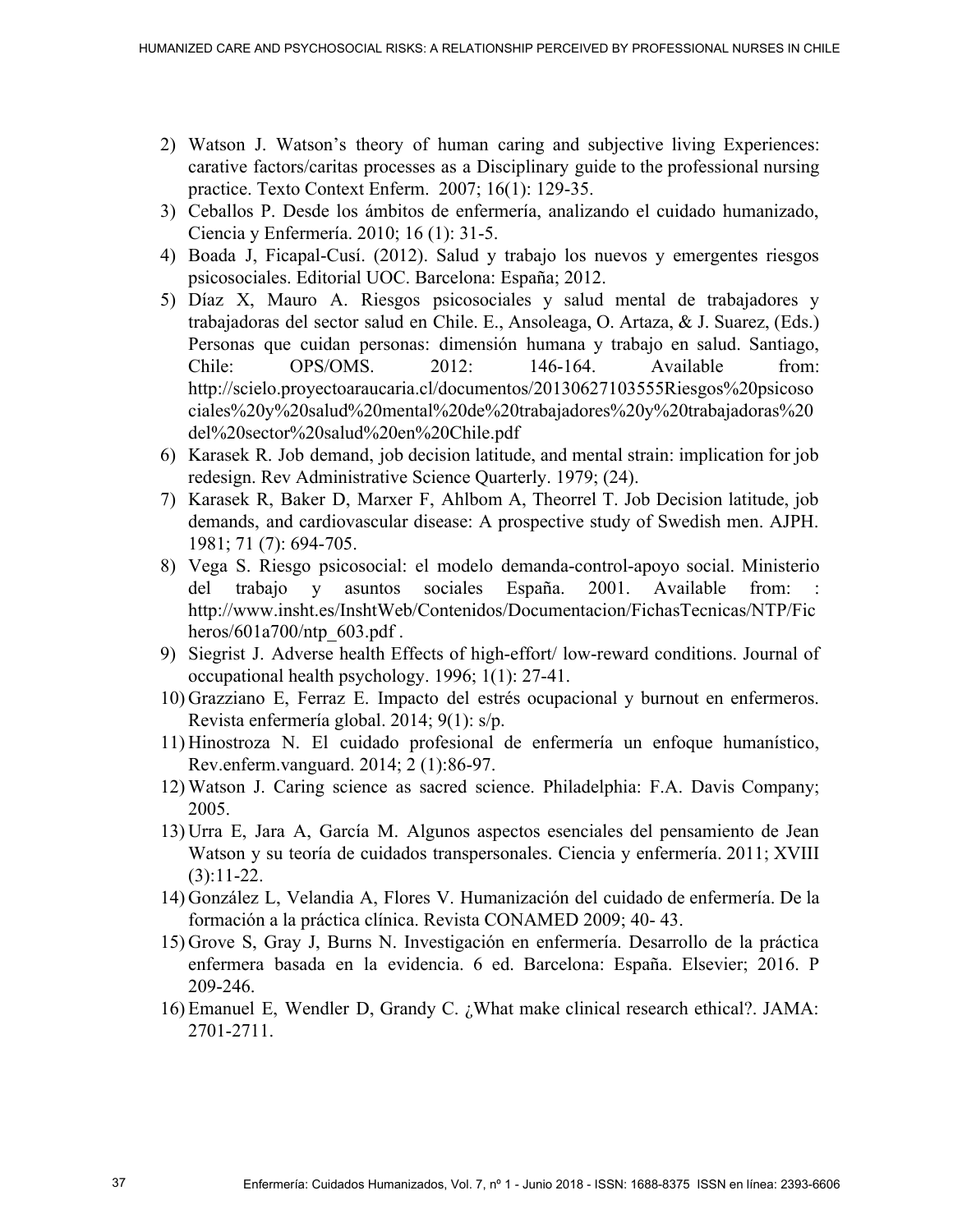2) Watson J. Watson's theory of human caring and subjective living Experiences: carative factors/caritas processes as a Disciplinary guide to the professional nursing practice. Texto Context Enferm. 2007; 16(1): 129-35.
3) Ceballos P. Desde los ámbitos de enfermería, analizando el cuidado humanizado, Ciencia y Enfermería. 2010; 16 (1): 31-5.
4) Boada J, Ficapal-Cusí. (2012). Salud y trabajo los nuevos y emergentes riesgos psicosociales. Editorial UOC. Barcelona: España; 2012.
5) Díaz X, Mauro A. Riesgos psicosociales y salud mental de trabajadores y trabajadoras del sector salud en Chile. E., Ansoleaga, O. Artaza, & J. Suarez, (Eds.) Personas que cuidan personas: dimensión humana y trabajo en salud. Santiago, Chile: OPS/OMS. 2012: 146-164. Available from: http://scielo.proyectoaraucaria.cl/documentos/20130627103555Riesgos%20psicosociales%20y%20salud%20mental%20de%20trabajadores%20y%20trabajadoras%20del%20sector%20salud%20en%20Chile.pdf
6) Karasek R. Job demand, job decision latitude, and mental strain: implication for job redesign. Rev Administrative Science Quarterly. 1979; (24).
7) Karasek R, Baker D, Marxer F, Ahlbom A, Theorrel T. Job Decision latitude, job demands, and cardiovascular disease: A prospective study of Swedish men. AJPH. 1981; 71 (7): 694-705.
8) Vega S. Riesgo psicosocial: el modelo demanda-control-apoyo social. Ministerio del trabajo y asuntos sociales España. 2001. Available from: : http://www.insht.es/InshtWeb/Contenidos/Documentacion/FichasTecnicas/NTP/Ficheros/601a700/ntp_603.pdf .
9) Siegrist J. Adverse health Effects of high-effort/ low-reward conditions. Journal of occupational health psychology. 1996; 1(1): 27-41.
10) Grazziano E, Ferraz E. Impacto del estrés ocupacional y burnout en enfermeros. Revista enfermería global. 2014; 9(1): s/p.
11) Hinostroza N. El cuidado profesional de enfermería un enfoque humanístico, Rev.enferm.vanguard. 2014; 2 (1):86-97.
12) Watson J. Caring science as sacred science. Philadelphia: F.A. Davis Company; 2005.
13) Urra E, Jara A, García M. Algunos aspectos esenciales del pensamiento de Jean Watson y su teoría de cuidados transpersonales. Ciencia y enfermería. 2011; XVIII (3):11-22.
14) González L, Velandia A, Flores V. Humanización del cuidado de enfermería. De la formación a la práctica clínica. Revista CONAMED 2009; 40- 43.
15) Grove S, Gray J, Burns N. Investigación en enfermería. Desarrollo de la práctica enfermera basada en la evidencia. 6 ed. Barcelona: España. Elsevier; 2016. P 209-246.
16) Emanuel E, Wendler D, Grandy C. ¿What make clinical research ethical?. JAMA: 2701-2711.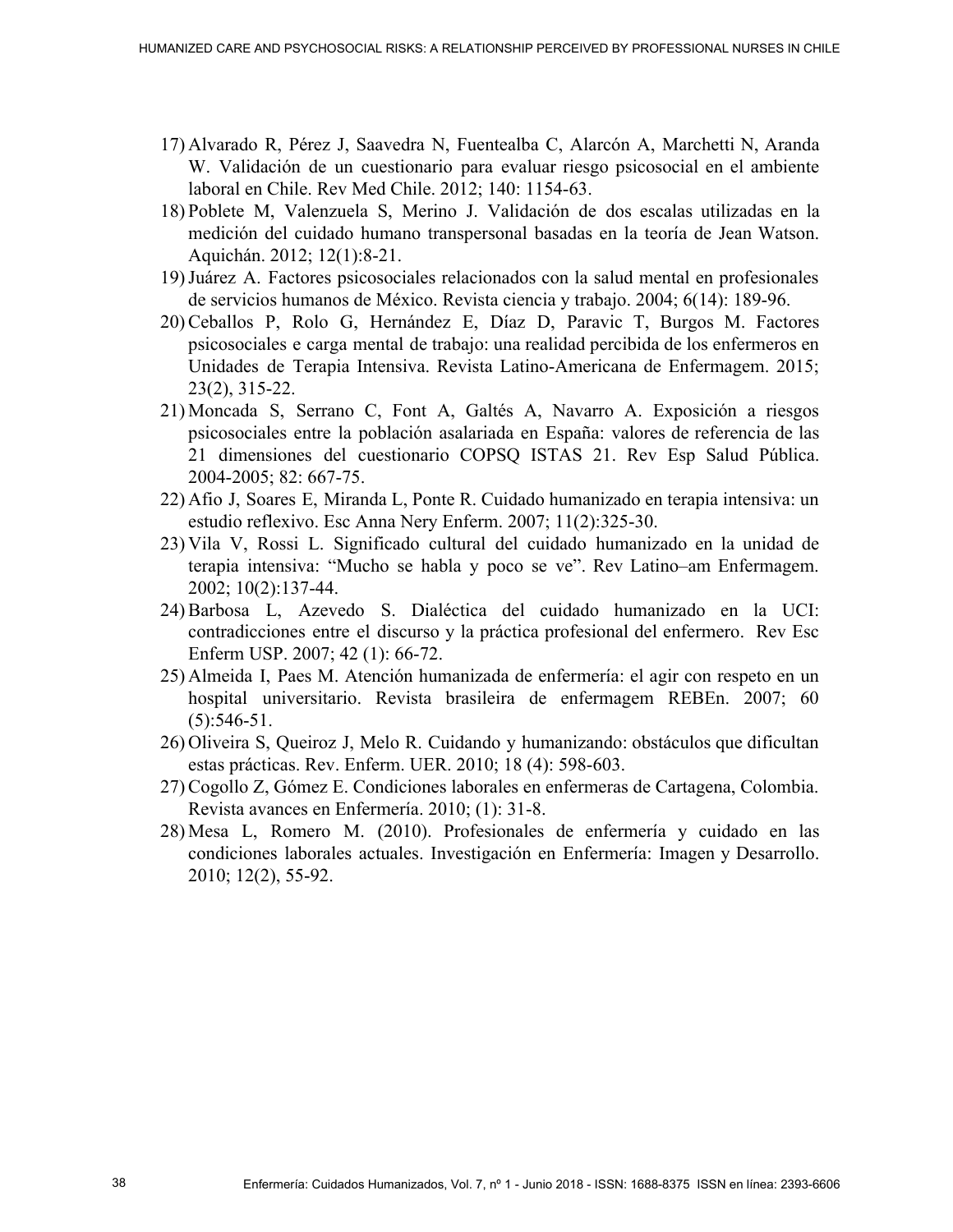17) Alvarado R, Pérez J, Saavedra N, Fuentealba C, Alarcón A, Marchetti N, Aranda W. Validación de un cuestionario para evaluar riesgo psicosocial en el ambiente laboral en Chile. Rev Med Chile. 2012; 140: 1154-63.
18) Poblete M, Valenzuela S, Merino J. Validación de dos escalas utilizadas en la medición del cuidado humano transpersonal basadas en la teoría de Jean Watson. Aquichán. 2012; 12(1):8-21.
19) Juárez A. Factores psicosociales relacionados con la salud mental en profesionales de servicios humanos de México. Revista ciencia y trabajo. 2004; 6(14): 189-96.
20) Ceballos P, Rolo G, Hernández E, Díaz D, Paravic T, Burgos M. Factores psicosociales e carga mental de trabajo: una realidad percibida de los enfermeros en Unidades de Terapia Intensiva. Revista Latino-Americana de Enfermagem. 2015; 23(2), 315-22.
21) Moncada S, Serrano C, Font A, Galtés A, Navarro A. Exposición a riesgos psicosociales entre la población asalariada en España: valores de referencia de las 21 dimensiones del cuestionario COPSQ ISTAS 21. Rev Esp Salud Pública. 2004-2005; 82: 667-75.
22) Afio J, Soares E, Miranda L, Ponte R. Cuidado humanizado en terapia intensiva: un estudio reflexivo. Esc Anna Nery Enferm. 2007; 11(2):325-30.
23) Vila V, Rossi L. Significado cultural del cuidado humanizado en la unidad de terapia intensiva: "Mucho se habla y poco se ve". Rev Latino–am Enfermagem. 2002; 10(2):137-44.
24) Barbosa L, Azevedo S. Dialéctica del cuidado humanizado en la UCI: contradicciones entre el discurso y la práctica profesional del enfermero. Rev Esc Enferm USP. 2007; 42 (1): 66-72.
25) Almeida I, Paes M. Atención humanizada de enfermería: el agir con respeto en un hospital universitario. Revista brasileira de enfermagem REBEn. 2007; 60 (5):546-51.
26) Oliveira S, Queiroz J, Melo R. Cuidando y humanizando: obstáculos que dificultan estas prácticas. Rev. Enferm. UER. 2010; 18 (4): 598-603.
27) Cogollo Z, Gómez E. Condiciones laborales en enfermeras de Cartagena, Colombia. Revista avances en Enfermería. 2010; (1): 31-8.
28) Mesa L, Romero M. (2010). Profesionales de enfermería y cuidado en las condiciones laborales actuales. Investigación en Enfermería: Imagen y Desarrollo. 2010; 12(2), 55-92.